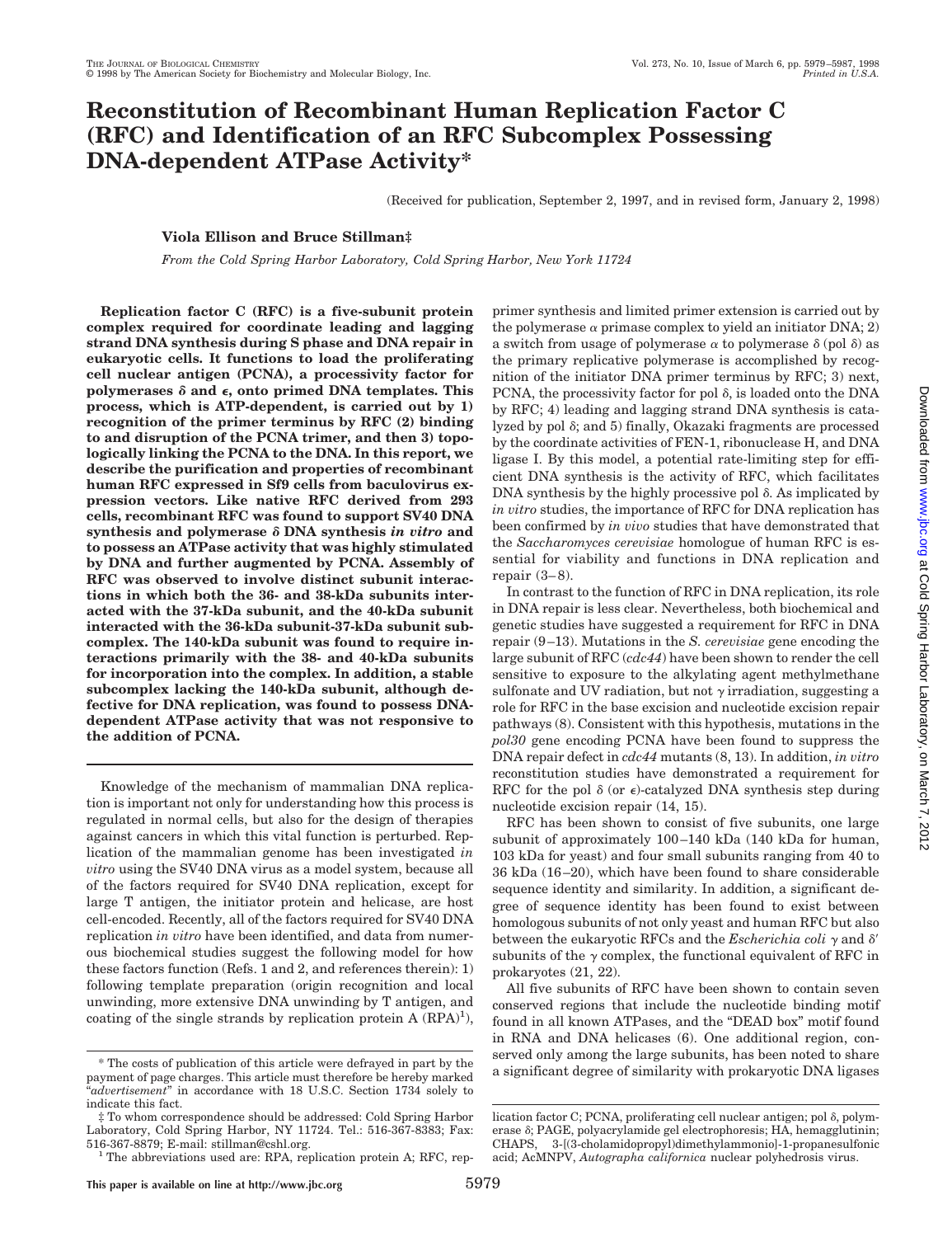# Reconstitution of Recombinant Human Replication Factor C (RFC) and Identification of an RFC Subcomplex Possessing DNA-dependent ATPase Activity*

(Received for publication, September 2, 1997, and in revised form, January 2, 1998)

**Viola Ellison and Bruce Stillman‡**

*From the Cold Spring Harbor Laboratory, Cold Spring Harbor, New York 11724*

**Replication factor C (RFC) is a five-subunit protein complex required for coordinate leading and lagging strand DNA synthesis during S phase and DNA repair in eukaryotic cells. It functions to load the proliferating cell nuclear antigen (PCNA), a processivity factor for polymerases δ and ε, onto primed DNA templates. This process, which is ATP-dependent, is carried out by 1) recognition of the primer terminus by RFC (2) binding to and disruption of the PCNA trimer, and then 3) topologically linking the PCNA to the DNA. In this report, we describe the purification and properties of recombinant human RFC expressed in Sf9 cells from baculovirus expression vectors. Like native RFC derived from 293 cells, recombinant RFC was found to support SV40 DNA synthesis and polymerase δ DNA synthesis *in vitro* and to possess an ATPase activity that was highly stimulated by DNA and further augmented by PCNA. Assembly of RFC was observed to involve distinct subunit interactions in which both the 36- and 38-kDa subunits interacted with the 37-kDa subunit, and the 40-kDa subunit interacted with the 36-kDa subunit-37-kDa subunit subcomplex. The 140-kDa subunit was found to require interactions primarily with the 38- and 40-kDa subunits for incorporation into the complex. In addition, a stable subcomplex lacking the 140-kDa subunit, although defective for DNA replication, was found to possess DNA-dependent ATPase activity that was not responsive to the addition of PCNA.**

Knowledge of the mechanism of mammalian DNA replication is important not only for understanding how this process is regulated in normal cells, but also for the design of therapies against cancers in which this vital function is perturbed. Replication of the mammalian genome has been investigated *in vitro* using the SV40 DNA virus as a model system, because all of the factors required for SV40 DNA replication, except for large T antigen, the initiator protein and helicase, are host cell-encoded. Recently, all of the factors required for SV40 DNA replication *in vitro* have been identified, and data from numerous biochemical studies suggest the following model for how these factors function (Refs. 1 and 2, and references therein): 1) following template preparation (origin recognition and local unwinding, more extensive DNA unwinding by T antigen, and coating of the single strands by replication protein A (RPA)[1]), primer synthesis and limited primer extension is carried out by the polymerase α primase complex to yield an initiator DNA; 2) a switch from usage of polymerase α to polymerase δ (pol δ) as the primary replicative polymerase is accomplished by recognition of the initiator DNA primer terminus by RFC; 3) next, PCNA, the processivity factor for pol δ, is loaded onto the DNA by RFC; 4) leading and lagging strand DNA synthesis is catalyzed by pol δ; and 5) finally, Okazaki fragments are processed by the coordinate activities of FEN-1, ribonuclease H, and DNA ligase I. By this model, a potential rate-limiting step for efficient DNA synthesis is the activity of RFC, which facilitates DNA synthesis by the highly processive pol δ. As implicated by *in vitro* studies, the importance of RFC for DNA replication has been confirmed by *in vivo* studies that have demonstrated that the *Saccharomyces cerevisiae* homologue of human RFC is essential for viability and functions in DNA replication and repair (3–8).

In contrast to the function of RFC in DNA replication, its role in DNA repair is less clear. Nevertheless, both biochemical and genetic studies have suggested a requirement for RFC in DNA repair (9–13). Mutations in the *S. cerevisiae* gene encoding the large subunit of RFC (*cdc44*) have been shown to render the cell sensitive to exposure to the alkylating agent methylmethane sulfonate and UV radiation, but not γ irradiation, suggesting a role for RFC in the base excision and nucleotide excision repair pathways (8). Consistent with this hypothesis, mutations in the *pol30* gene encoding PCNA have been found to suppress the DNA repair defect in *cdc44* mutants (8, 13). In addition, *in vitro* reconstitution studies have demonstrated a requirement for RFC for the pol δ (or ε)-catalyzed DNA synthesis step during nucleotide excision repair (14, 15).

RFC has been shown to consist of five subunits, one large subunit of approximately 100–140 kDa (140 kDa for human, 103 kDa for yeast) and four small subunits ranging from 40 to 36 kDa (16–20), which have been found to share considerable sequence identity and similarity. In addition, a significant degree of sequence identity has been found to exist between homologous subunits of not only yeast and human RFC but also between the eukaryotic RFCs and the *Escherichia coli* γ and δ′ subunits of the γ complex, the functional equivalent of RFC in prokaryotes (21, 22).

All five subunits of RFC have been shown to contain seven conserved regions that include the nucleotide binding motif found in all known ATPases, and the "DEAD box" motif found in RNA and DNA helicases (6). One additional region, conserved only among the large subunits, has been noted to share a significant degree of similarity with prokaryotic DNA ligases

---

\* The costs of publication of this article were defrayed in part by the payment of page charges. This article must therefore be hereby marked "*advertisement*" in accordance with 18 U.S.C. Section 1734 solely to indicate this fact.

‡ To whom correspondence should be addressed: Cold Spring Harbor Laboratory, Cold Spring Harbor, NY 11724. Tel.: 516-367-8383; Fax: 516-367-8879; E-mail: stillman@cshl.org.

[1] The abbreviations used are: RPA, replication protein A; RFC, replication factor C; PCNA, proliferating cell nuclear antigen; pol δ, polymerase δ; PAGE, polyacrylamide gel electrophoresis; HA, hemagglutinin; CHAPS, 3-[(3-cholamidopropyl)dimethylammonio]-1-propanesulfonic acid; AcMNPV, *Autographa californica* nuclear polyhedrosis virus.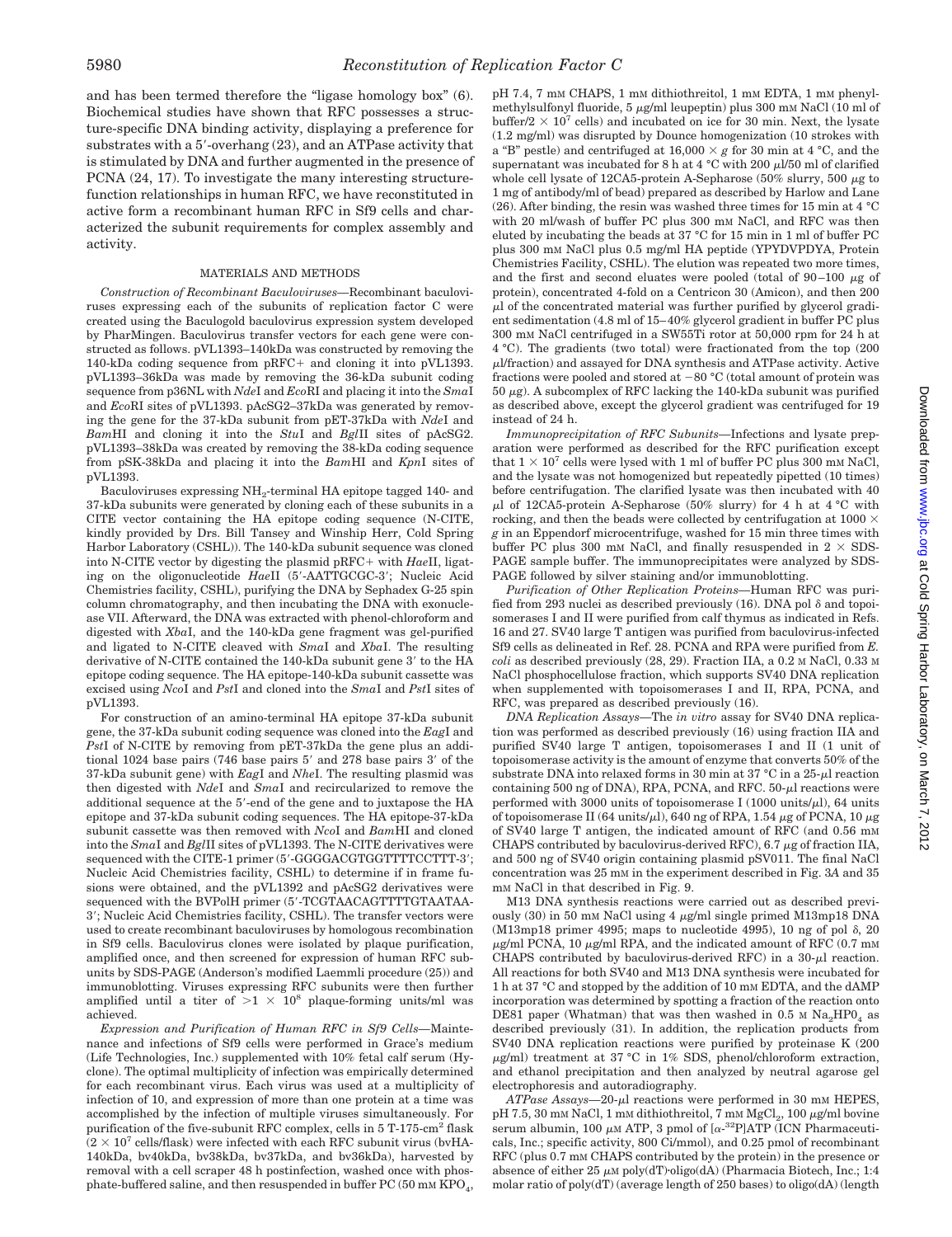and has been termed therefore the "ligase homology box" (6). Biochemical studies have shown that RFC possesses a structure-specific DNA binding activity, displaying a preference for substrates with a 5′-overhang (23), and an ATPase activity that is stimulated by DNA and further augmented in the presence of PCNA (24, 17). To investigate the many interesting structure-function relationships in human RFC, we have reconstituted in active form a recombinant human RFC in Sf9 cells and characterized the subunit requirements for complex assembly and activity.

## MATERIALS AND METHODS

*Construction of Recombinant Baculoviruses*—Recombinant baculoviruses expressing each of the subunits of replication factor C were created using the Baculogold baculovirus expression system developed by PharMingen. Baculovirus transfer vectors for each gene were constructed as follows. pVL1393–140kDa was constructed by removing the 140-kDa coding sequence from pRFC+ and cloning it into pVL1393. pVL1393–36kDa was made by removing the 36-kDa subunit coding sequence from p36NL with *Nde*I and *Eco*RI and placing it into the *Sma*I and *Eco*RI sites of pVL1393. pAcSG2–37kDa was generated by removing the gene for the 37-kDa subunit from pET-37kDa with *Nde*I and *Bam*HI and cloning it into the *Stu*I and *Bgl*II sites of pAcSG2. pVL1393–38kDa was created by removing the 38-kDa coding sequence from pSK-38kDa and placing it into the *Bam*HI and *Kpn*I sites of pVL1393.

Baculoviruses expressing $NH_2$-terminal HA epitope tagged 140- and 37-kDa subunits were generated by cloning each of these subunits in a CITE vector containing the HA epitope coding sequence (N-CITE, kindly provided by Drs. Bill Tansey and Winship Herr, Cold Spring Harbor Laboratory (CSHL)). The 140-kDa subunit sequence was cloned into N-CITE vector by digesting the plasmid pRFC+ with *Hae*II, ligating on the oligonucleotide *Hae*II (5′-AATTGCGC-3′; Nucleic Acid Chemistries facility, CSHL), purifying the DNA by Sephadex G-25 spin column chromatography, and then incubating the DNA with exonuclease VII. Afterward, the DNA was extracted with phenol-chloroform and digested with *Xba*I, and the 140-kDa gene fragment was gel-purified and ligated to N-CITE cleaved with *Sma*I and *Xba*I. The resulting derivative of N-CITE contained the 140-kDa subunit gene 3′ to the HA epitope coding sequence. The HA epitope-140-kDa subunit cassette was excised using *Nco*I and *Pst*I and cloned into the *Sma*I and *Pst*I sites of pVL1393.

For construction of an amino-terminal HA epitope 37-kDa subunit gene, the 37-kDa subunit coding sequence was cloned into the *Eag*I and *Pst*I of N-CITE by removing from pET-37kDa the gene plus an additional 1024 base pairs (746 base pairs 5′ and 278 base pairs 3′ of the 37-kDa subunit gene) with *Eag*I and *Nhe*I. The resulting plasmid was then digested with *Nde*I and *Sma*I and recircularized to remove the additional sequence at the 5′-end of the gene and to juxtapose the HA epitope and 37-kDa subunit coding sequences. The HA epitope-37-kDa subunit cassette was then removed with *Nco*I and *Bam*HI and cloned into the *Sma*I and *Bgl*II sites of pVL1393. The N-CITE derivatives were sequenced with the CITE-1 primer (5′-GGGGACGTGGTTTTCCTTT-3′; Nucleic Acid Chemistries facility, CSHL) to determine if in frame fusions were obtained, and the pVL1392 and pAcSG2 derivatives were sequenced with the BVPolH primer (5′-TCGTAACAGTTTTGTAATAA-3′; Nucleic Acid Chemistries facility, CSHL). The transfer vectors were used to create recombinant baculoviruses by homologous recombination in Sf9 cells. Baculovirus clones were isolated by plaque purification, amplified once, and then screened for expression of human RFC subunits by SDS-PAGE (Anderson's modified Laemmli procedure (25)) and immunoblotting. Viruses expressing RFC subunits were then further amplified until a titer of $>1 \times 10^8$ plaque-forming units/ml was achieved.

*Expression and Purification of Human RFC in Sf9 Cells*—Maintenance and infections of Sf9 cells were performed in Grace's medium (Life Technologies, Inc.) supplemented with 10% fetal calf serum (Hyclone). The optimal multiplicity of infection was empirically determined for each recombinant virus. Each virus was used at a multiplicity of infection of 10, and expression of more than one protein at a time was accomplished by the infection of multiple viruses simultaneously. For purification of the five-subunit RFC complex, cells in 5 T-175-cm² flask ($2 \times 10^7$ cells/flask) were infected with each RFC subunit virus (bvHA-140kDa, bv40kDa, bv38kDa, bv37kDa, and bv36kDa), harvested by removal with a cell scraper 48 h postinfection, washed once with phosphate-buffered saline, and then resuspended in buffer PC (50 mM $KPO_4$, pH 7.4, 7 mM CHAPS, 1 mM dithiothreitol, 1 mM EDTA, 1 mM phenylmethylsulfonyl fluoride, 5 μg/ml leupeptin) plus 300 mM NaCl (10 ml of buffer/$2 \times 10^7$ cells) and incubated on ice for 30 min. Next, the lysate (1.2 mg/ml) was disrupted by Dounce homogenization (10 strokes with a "B" pestle) and centrifuged at $16{,}000 \times g$ for 30 min at 4 °C, and the supernatant was incubated for 8 h at 4 °C with 200 μl/50 ml of clarified whole cell lysate of 12CA5-protein A-Sepharose (50% slurry, 500 μg to 1 mg of antibody/ml of bead) prepared as described by Harlow and Lane (26). After binding, the resin was washed three times for 15 min at 4 °C with 20 ml/wash of buffer PC plus 300 mM NaCl, and RFC was then eluted by incubating the beads at 37 °C for 15 min in 1 ml of buffer PC plus 300 mM NaCl plus 0.5 mg/ml HA peptide (YPYDVPDYA, Protein Chemistries Facility, CSHL). The elution was repeated two more times, and the first and second eluates were pooled (total of 90–100 μg of protein), concentrated 4-fold on a Centricon 30 (Amicon), and then 200 μl of the concentrated material was further purified by glycerol gradient sedimentation (4.8 ml of 15–40% glycerol gradient in buffer PC plus 300 mM NaCl centrifuged in a SW55Ti rotor at 50,000 rpm for 24 h at 4 °C). The gradients (two total) were fractionated from the top (200 μl/fraction) and assayed for DNA synthesis and ATPase activity. Active fractions were pooled and stored at −80 °C (total amount of protein was 50 μg). A subcomplex of RFC lacking the 140-kDa subunit was purified as described above, except the glycerol gradient was centrifuged for 19 instead of 24 h.

*Immunoprecipitation of RFC Subunits*—Infections and lysate preparation were performed as described for the RFC purification except that $1 \times 10^7$ cells were lysed with 1 ml of buffer PC plus 300 mM NaCl, and the lysate was not homogenized but repeatedly pipetted (10 times) before centrifugation. The clarified lysate was then incubated with 40 μl of 12CA5-protein A-Sepharose (50% slurry) for 4 h at 4 °C with rocking, and then the beads were collected by centrifugation at $1000 \times g$ in an Eppendorf microcentrifuge, washed for 15 min three times with buffer PC plus 300 mM NaCl, and finally resuspended in 2 × SDS-PAGE sample buffer. The immunoprecipitates were analyzed by SDS-PAGE followed by silver staining and/or immunoblotting.

*Purification of Other Replication Proteins*—Human RFC was purified from 293 nuclei as described previously (16). DNA pol δ and topoisomerases I and II were purified from calf thymus as indicated in Refs. 16 and 27. SV40 large T antigen was purified from baculovirus-infected Sf9 cells as delineated in Ref. 28. PCNA and RPA were purified from *E. coli* as described previously (28, 29). Fraction IIA, a 0.2 M NaCl, 0.33 M NaCl phosphocellulose fraction, which supports SV40 DNA replication when supplemented with topoisomerases I and II, RPA, PCNA, and RFC, was prepared as described previously (16).

*DNA Replication Assays*—The *in vitro* assay for SV40 DNA replication was performed as described previously (16) using fraction IIA and purified SV40 large T antigen, topoisomerases I and II (1 unit of topoisomerase activity is the amount of enzyme that converts 50% of the substrate DNA into relaxed forms in 30 min at 37 °C in a 25-μl reaction containing 500 ng of DNA), RPA, PCNA, and RFC. 50-μl reactions were performed with 3000 units of topoisomerase I (1000 units/μl), 64 units of topoisomerase II (64 units/μl), 640 ng of RPA, 1.54 μg of PCNA, 10 μg of SV40 large T antigen, the indicated amount of RFC (and 0.56 mM CHAPS contributed by baculovirus-derived RFC), 6.7 μg of fraction IIA, and 500 ng of SV40 origin containing plasmid pSV011. The final NaCl concentration was 25 mM in the experiment described in Fig. 3*A* and 35 mM NaCl in that described in Fig. 9.

M13 DNA synthesis reactions were carried out as described previously (30) in 50 mM NaCl using 4 μg/ml single primed M13mp18 DNA (M13mp18 primer 4995; maps to nucleotide 4995), 10 ng of pol δ, 20 μg/ml PCNA, 10 μg/ml RPA, and the indicated amount of RFC (0.7 mM CHAPS contributed by baculovirus-derived RFC) in a 30-μl reaction. All reactions for both SV40 and M13 DNA synthesis were incubated for 1 h at 37 °C and stopped by the addition of 10 mM EDTA, and the dAMP incorporation was determined by spotting a fraction of the reaction onto DE81 paper (Whatman) that was then washed in 0.5 M $Na_2HPO_4$ as described previously (31). In addition, the replication products from SV40 DNA replication reactions were purified by proteinase K (200 μg/ml) treatment at 37 °C in 1% SDS, phenol/chloroform extraction, and ethanol precipitation and then analyzed by neutral agarose gel electrophoresis and autoradiography.

*ATPase Assays*—20-μl reactions were performed in 30 mM HEPES, pH 7.5, 30 mM NaCl, 1 mM dithiothreitol, 7 mM $MgCl_2$, 100 μg/ml bovine serum albumin, 100 μM ATP, 3 pmol of [α-$^{32}$P]ATP (ICN Pharmaceuticals, Inc.; specific activity, 800 Ci/mmol), and 0.25 pmol of recombinant RFC (plus 0.7 mM CHAPS contributed by the protein) in the presence or absence of either 25 μM poly(dT)·oligo(dA) (Pharmacia Biotech, Inc.; 1:4 molar ratio of poly(dT) (average length of 250 bases) to oligo(dA) (length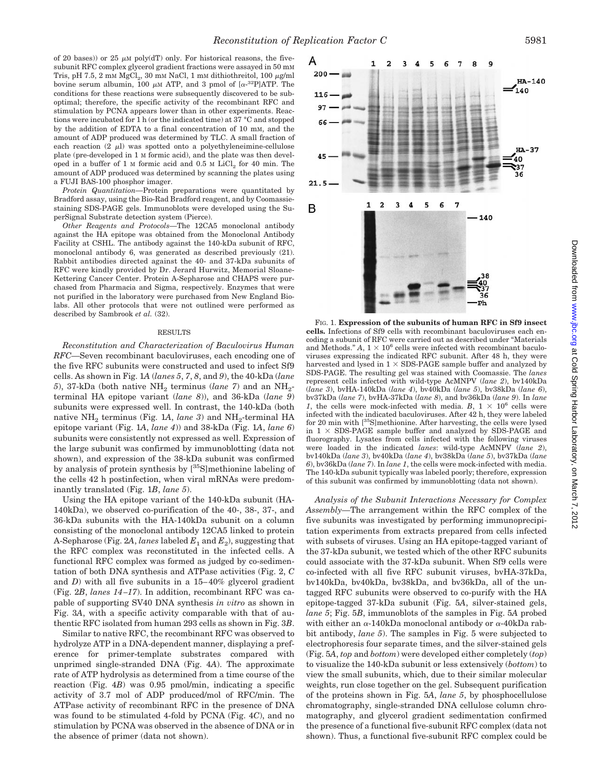of 20 bases)) or 25 μM poly(dT) only. For historical reasons, the five-subunit RFC complex glycerol gradient fractions were assayed in 50 mM Tris, pH 7.5, 2 mM $MgCl_2$, 30 mM NaCl, 1 mM dithiothreitol, 100 μg/ml bovine serum albumin, 100 μM ATP, and 3 pmol of [$\alpha$-$^{32}$P]ATP. The conditions for these reactions were subsequently discovered to be suboptimal; therefore, the specific activity of the recombinant RFC and stimulation by PCNA appears lower than in other experiments. Reactions were incubated for 1 h (or the indicated time) at 37 °C and stopped by the addition of EDTA to a final concentration of 10 mM, and the amount of ADP produced was determined by TLC. A small fraction of each reaction (2 μl) was spotted onto a polyethyleneimine-cellulose plate (pre-developed in 1 M formic acid), and the plate was then developed in a buffer of 1 M formic acid and 0.5 M $LiCl_2$ for 40 min. The amount of ADP produced was determined by scanning the plates using a FUJI BAS-100 phosphor imager.

*Protein Quantitation*—Protein preparations were quantitated by Bradford assay, using the Bio-Rad Bradford reagent, and by Coomassie-staining SDS-PAGE gels. Immunoblots were developed using the SuperSignal Substrate detection system (Pierce).

*Other Reagents and Protocols*—The 12CA5 monoclonal antibody against the HA epitope was obtained from the Monoclonal Antibody Facility at CSHL. The antibody against the 140-kDa subunit of RFC, monoclonal antibody 6, was generated as described previously (21). Rabbit antibodies directed against the 40- and 37-kDa subunits of RFC were kindly provided by Dr. Jerard Hurwitz, Memorial Sloane-Kettering Cancer Center. Protein A-Sepharose and CHAPS were purchased from Pharmacia and Sigma, respectively. Enzymes that were not purified in the laboratory were purchased from New England Biolabs. All other protocols that were not outlined were performed as described by Sambrook *et al.* (32).

## RESULTS

*Reconstitution and Characterization of Baculovirus Human RFC*—Seven recombinant baculoviruses, each encoding one of the five RFC subunits were constructed and used to infect Sf9 cells. As shown in Fig. 1*A* (*lanes 5*, *7*, *8*, and *9*), the 40-kDa (*lane 5*), 37-kDa (both native $NH_2$ terminus (*lane 7*) and an $NH_2$-terminal HA epitope variant (*lane 8*)), and 36-kDa (*lane 9*) subunits were expressed well. In contrast, the 140-kDa (both native $NH_2$ terminus (Fig. 1*A*, *lane 3*) and $NH_2$-terminal HA epitope variant (Fig. 1*A*, *lane 4*)) and 38-kDa (Fig. 1*A*, *lane 6*) subunits were consistently not expressed as well. Expression of the large subunit was confirmed by immunoblotting (data not shown), and expression of the 38-kDa subunit was confirmed by analysis of protein synthesis by [$^{35}$S]methionine labeling of the cells 42 h postinfection, when viral mRNAs were predominantly translated (Fig. 1*B*, *lane 5*).

Using the HA epitope variant of the 140-kDa subunit (HA-140kDa), we observed co-purification of the 40-, 38-, 37-, and 36-kDa subunits with the HA-140kDa subunit on a column consisting of the monoclonal antibody 12CA5 linked to protein A-Sepharose (Fig. 2*A*, *lanes* labeled $E_1$ and $E_2$), suggesting that the RFC complex was reconstituted in the infected cells. A functional RFC complex was formed as judged by co-sedimentation of both DNA synthesis and ATPase activities (Fig. 2, *C* and *D*) with all five subunits in a 15–40% glycerol gradient (Fig. 2*B*, *lanes 14–17*). In addition, recombinant RFC was capable of supporting SV40 DNA synthesis *in vitro* as shown in Fig. 3*A*, with a specific activity comparable with that of authentic RFC isolated from human 293 cells as shown in Fig. 3*B*.

Similar to native RFC, the recombinant RFC was observed to hydrolyze ATP in a DNA-dependent manner, displaying a preference for primer-template substrates compared with unprimed single-stranded DNA (Fig. 4*A*). The approximate rate of ATP hydrolysis as determined from a time course of the reaction (Fig. 4*B*) was 0.95 pmol/min, indicating a specific activity of 3.7 mol of ADP produced/mol of RFC/min. The ATPase activity of recombinant RFC in the presence of DNA was found to be stimulated 4-fold by PCNA (Fig. 4*C*), and no stimulation by PCNA was observed in the absence of DNA or in the absence of primer (data not shown).

FIG. 1. **Expression of the subunits of human RFC in Sf9 insect cells.** Infections of Sf9 cells with recombinant baculoviruses each encoding a subunit of RFC were carried out as described under "Materials and Methods." *A*, 1 × $10^6$ cells were infected with recombinant baculoviruses expressing the indicated RFC subunit. After 48 h, they were harvested and lysed in 1 × SDS-PAGE sample buffer and analyzed by SDS-PAGE. The resulting gel was stained with Coomassie. The *lanes* represent cells infected with wild-type AcMNPV (*lane 2*), bv140kDa (*lane 3*), bvHA-140kDa (*lane 4*), bv40kDa (*lane 5*), bv38kDa (*lane 6*), bv37kDa (*lane 7*), bvHA-37kDa (*lane 8*), and bv36kDa (*lane 9*). In *lane 1*, the cells were mock-infected with media. *B*, 1 × $10^6$ cells were infected with the indicated baculoviruses. After 42 h, they were labeled for 20 min with [$^{35}$S]methionine. After harvesting, the cells were lysed in 1 × SDS-PAGE sample buffer and analyzed by SDS-PAGE and fluorography. Lysates from cells infected with the following viruses were loaded in the indicated *lanes*: wild-type AcMNPV (*lane 2*), bv140kDa (*lane 3*), bv40kDa (*lane 4*), bv38kDa (*lane 5*), bv37kDa (*lane 6*), bv36kDa (*lane 7*). In *lane 1*, the cells were mock-infected with media. The 140-kDa subunit typically was labeled poorly; therefore, expression of this subunit was confirmed by immunoblotting (data not shown).

*Analysis of the Subunit Interactions Necessary for Complex Assembly*—The arrangement within the RFC complex of the five subunits was investigated by performing immunoprecipitation experiments from extracts prepared from cells infected with subsets of viruses. Using an HA epitope-tagged variant of the 37-kDa subunit, we tested which of the other RFC subunits could associate with the 37-kDa subunit. When Sf9 cells were co-infected with all five RFC subunit viruses, bvHA-37kDa, bv140kDa, bv40kDa, bv38kDa, and bv36kDa, all of the untagged RFC subunits were observed to co-purify with the HA epitope-tagged 37-kDa subunit (Fig. 5*A*, silver-stained gels, *lane 5*; Fig. 5*B*, immunoblots of the samples in Fig. 5*A* probed with either an $\alpha$-140kDa monoclonal antibody or $\alpha$-40kDa rabbit antibody, *lane 5*). The samples in Fig. 5 were subjected to electrophoresis four separate times, and the silver-stained gels (Fig. 5*A*, *top* and *bottom*) were developed either completely (*top*) to visualize the 140-kDa subunit or less extensively (*bottom*) to view the small subunits, which, due to their similar molecular weights, run close together on the gel. Subsequent purification of the proteins shown in Fig. 5*A*, *lane 5*, by phosphocellulose chromatography, single-stranded DNA cellulose column chromatography, and glycerol gradient sedimentation confirmed the presence of a functional five-subunit RFC complex (data not shown). Thus, a functional five-subunit RFC complex could be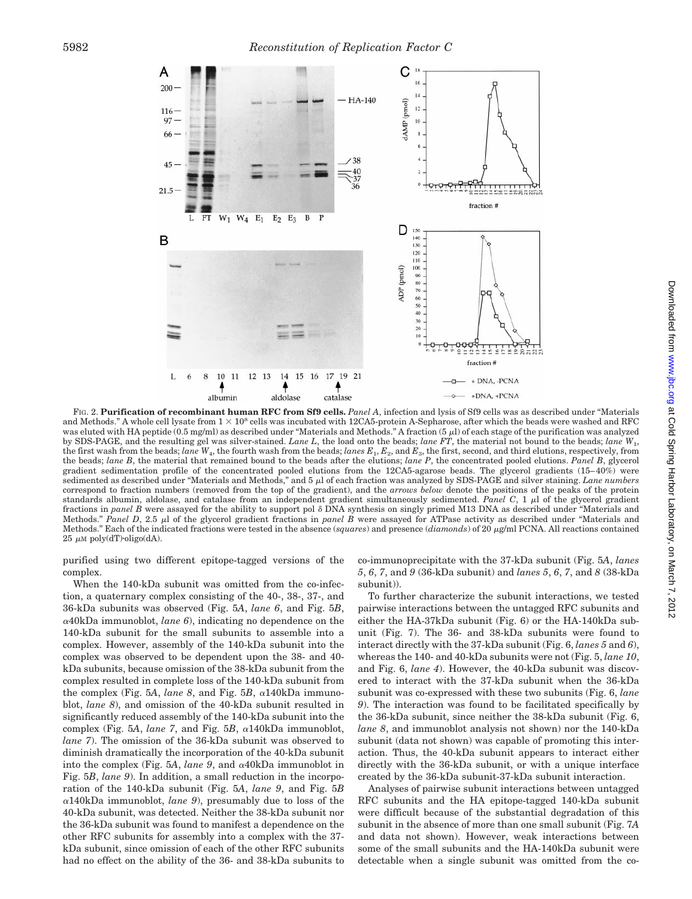FIG. 2. **Purification of recombinant human RFC from Sf9 cells.** *Panel A*, infection and lysis of Sf9 cells was as described under "Materials and Methods." A whole cell lysate from $1 \times 10^8$ cells was incubated with 12CA5-protein A-Sepharose, after which the beads were washed and RFC was eluted with HA peptide (0.5 mg/ml) as described under "Materials and Methods." A fraction (5 μl) of each stage of the purification was analyzed by SDS-PAGE, and the resulting gel was silver-stained. *Lane L*, the load onto the beads; *lane FT*, the material not bound to the beads; *lane $W_1$*, the first wash from the beads; *lane $W_4$*, the fourth wash from the beads; *lanes $E_1$, $E_2$*, and *$E_3$*, the first, second, and third elutions, respectively, from the beads; *lane B*, the material that remained bound to the beads after the elutions; *lane P*, the concentrated pooled elutions. *Panel B*, glycerol gradient sedimentation profile of the concentrated pooled elutions from the 12CA5-agarose beads. The glycerol gradients (15–40%) were sedimented as described under "Materials and Methods," and 5 μl of each fraction was analyzed by SDS-PAGE and silver staining. *Lane numbers* correspond to fraction numbers (removed from the top of the gradient), and the *arrows below* denote the positions of the peaks of the protein standards albumin, aldolase, and catalase from an independent gradient simultaneously sedimented. *Panel C*, 1 μl of the glycerol gradient fractions in *panel B* were assayed for the ability to support pol δ DNA synthesis on singly primed M13 DNA as described under "Materials and Methods." *Panel D*, 2.5 μl of the glycerol gradient fractions in *panel B* were assayed for ATPase activity as described under "Materials and Methods." Each of the indicated fractions were tested in the absence (*squares*) and presence (*diamonds*) of 20 μg/ml PCNA. All reactions contained 25 μM poly(dT)·oligo(dA).

purified using two different epitope-tagged versions of the complex.

When the 140-kDa subunit was omitted from the co-infection, a quaternary complex consisting of the 40-, 38-, 37-, and 36-kDa subunits was observed (Fig. 5*A*, *lane 6*, and Fig. 5*B*, α40kDa immunoblot, *lane 6*), indicating no dependence on the 140-kDa subunit for the small subunits to assemble into a complex. However, assembly of the 140-kDa subunit into the complex was observed to be dependent upon the 38- and 40-kDa subunits, because omission of the 38-kDa subunit from the complex resulted in complete loss of the 140-kDa subunit from the complex (Fig. 5*A*, *lane 8*, and Fig. 5*B*, α140kDa immunoblot, *lane 8*), and omission of the 40-kDa subunit resulted in significantly reduced assembly of the 140-kDa subunit into the complex (Fig. 5*A*, *lane 7*, and Fig. 5*B*, α140kDa immunoblot, *lane 7*). The omission of the 36-kDa subunit was observed to diminish dramatically the incorporation of the 40-kDa subunit into the complex (Fig. 5*A*, *lane 9*, and α40kDa immunoblot in Fig. 5*B*, *lane 9*). In addition, a small reduction in the incorporation of the 140-kDa subunit (Fig. 5*A*, *lane 9*, and Fig. 5*B* α140kDa immunoblot, *lane 9*), presumably due to loss of the 40-kDa subunit, was detected. Neither the 38-kDa subunit nor the 36-kDa subunit was found to manifest a dependence on the other RFC subunits for assembly into a complex with the 37-kDa subunit, since omission of each of the other RFC subunits had no effect on the ability of the 36- and 38-kDa subunits to co-immunoprecipitate with the 37-kDa subunit (Fig. 5*A*, *lanes 5*, *6*, *7*, and *9* (36-kDa subunit) and *lanes 5*, *6*, *7*, and *8* (38-kDa subunit)).

To further characterize the subunit interactions, we tested pairwise interactions between the untagged RFC subunits and either the HA-37kDa subunit (Fig. 6) or the HA-140kDa subunit (Fig. 7). The 36- and 38-kDa subunits were found to interact directly with the 37-kDa subunit (Fig. 6, *lanes 5* and *6*), whereas the 140- and 40-kDa subunits were not (Fig. 5, *lane 10*, and Fig. 6, *lane 4*). However, the 40-kDa subunit was discovered to interact with the 37-kDa subunit when the 36-kDa subunit was co-expressed with these two subunits (Fig. 6, *lane 9*). The interaction was found to be facilitated specifically by the 36-kDa subunit, since neither the 38-kDa subunit (Fig. 6, *lane 8*, and immunoblot analysis not shown) nor the 140-kDa subunit (data not shown) was capable of promoting this interaction. Thus, the 40-kDa subunit appears to interact either directly with the 36-kDa subunit, or with a unique interface created by the 36-kDa subunit-37-kDa subunit interaction.

Analyses of pairwise subunit interactions between untagged RFC subunits and the HA epitope-tagged 140-kDa subunit were difficult because of the substantial degradation of this subunit in the absence of more than one small subunit (Fig. 7*A* and data not shown). However, weak interactions between some of the small subunits and the HA-140kDa subunit were detectable when a single subunit was omitted from the co-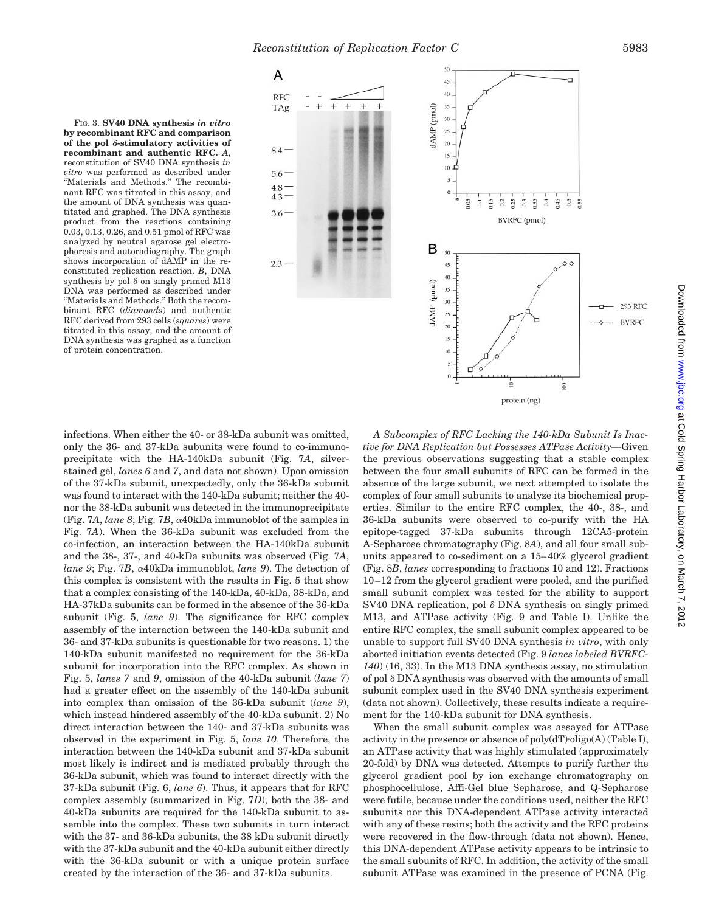FIG. 3. **SV40 DNA synthesis *in vitro* by recombinant RFC and comparison of the pol δ-stimulatory activities of recombinant and authentic RFC.** *A*, reconstitution of SV40 DNA synthesis *in vitro* was performed as described under "Materials and Methods." The recombinant RFC was titrated in this assay, and the amount of DNA synthesis was quantitated and graphed. The DNA synthesis product from the reactions containing 0.03, 0.13, 0.26, and 0.51 pmol of RFC was analyzed by neutral agarose gel electrophoresis and autoradiography. The graph shows incorporation of dAMP in the reconstituted replication reaction. *B*, DNA synthesis by pol δ on singly primed M13 DNA was performed as described under "Materials and Methods." Both the recombinant RFC (*diamonds*) and authentic RFC derived from 293 cells (*squares*) were titrated in this assay, and the amount of DNA synthesis was graphed as a function of protein concentration.

infections. When either the 40- or 38-kDa subunit was omitted, only the 36- and 37-kDa subunits were found to co-immunoprecipitate with the HA-140kDa subunit (Fig. 7*A*, silver-stained gel, *lanes 6* and *7*, and data not shown). Upon omission of the 37-kDa subunit, unexpectedly, only the 36-kDa subunit was found to interact with the 140-kDa subunit; neither the 40- nor the 38-kDa subunit was detected in the immunoprecipitate (Fig. 7*A*, *lane 8*; Fig. 7*B*, α40kDa immunoblot of the samples in Fig. 7*A*). When the 36-kDa subunit was excluded from the co-infection, an interaction between the HA-140kDa subunit and the 38-, 37-, and 40-kDa subunits was observed (Fig. 7*A*, *lane 9*; Fig. 7*B*, α40kDa immunoblot, *lane 9*). The detection of this complex is consistent with the results in Fig. 5 that show that a complex consisting of the 140-kDa, 40-kDa, 38-kDa, and HA-37kDa subunits can be formed in the absence of the 36-kDa subunit (Fig. 5, *lane 9*). The significance for RFC complex assembly of the interaction between the 140-kDa subunit and 36- and 37-kDa subunits is questionable for two reasons. 1) the 140-kDa subunit manifested no requirement for the 36-kDa subunit for incorporation into the RFC complex. As shown in Fig. 5, *lanes 7* and *9*, omission of the 40-kDa subunit (*lane 7*) had a greater effect on the assembly of the 140-kDa subunit into complex than omission of the 36-kDa subunit (*lane 9*), which instead hindered assembly of the 40-kDa subunit. 2) No direct interaction between the 140- and 37-kDa subunits was observed in the experiment in Fig. 5, *lane 10*. Therefore, the interaction between the 140-kDa subunit and 37-kDa subunit most likely is indirect and is mediated probably through the 36-kDa subunit, which was found to interact directly with the 37-kDa subunit (Fig. 6, *lane 6*). Thus, it appears that for RFC complex assembly (summarized in Fig. 7*D*), both the 38- and 40-kDa subunits are required for the 140-kDa subunit to assemble into the complex. These two subunits in turn interact with the 37- and 36-kDa subunits, the 38 kDa subunit directly with the 37-kDa subunit and the 40-kDa subunit either directly with the 36-kDa subunit or with a unique protein surface created by the interaction of the 36- and 37-kDa subunits.

*A Subcomplex of RFC Lacking the 140-kDa Subunit Is Inactive for DNA Replication but Possesses ATPase Activity*—Given the previous observations suggesting that a stable complex between the four small subunits of RFC can be formed in the absence of the large subunit, we next attempted to isolate the complex of four small subunits to analyze its biochemical properties. Similar to the entire RFC complex, the 40-, 38-, and 36-kDa subunits were observed to co-purify with the HA epitope-tagged 37-kDa subunits through 12CA5-protein A-Sepharose chromatography (Fig. 8*A*), and all four small subunits appeared to co-sediment on a 15–40% glycerol gradient (Fig. 8*B*, *lanes* corresponding to fractions 10 and 12). Fractions 10–12 from the glycerol gradient were pooled, and the purified small subunit complex was tested for the ability to support SV40 DNA replication, pol δ DNA synthesis on singly primed M13, and ATPase activity (Fig. 9 and Table I). Unlike the entire RFC complex, the small subunit complex appeared to be unable to support full SV40 DNA synthesis *in vitro*, with only aborted initiation events detected (Fig. 9 *lanes labeled BVRFC-140*) (16, 33). In the M13 DNA synthesis assay, no stimulation of pol δ DNA synthesis was observed with the amounts of small subunit complex used in the SV40 DNA synthesis experiment (data not shown). Collectively, these results indicate a requirement for the 140-kDa subunit for DNA synthesis.

When the small subunit complex was assayed for ATPase activity in the presence or absence of poly(dT)·oligo(A) (Table I), an ATPase activity that was highly stimulated (approximately 20-fold) by DNA was detected. Attempts to purify further the glycerol gradient pool by ion exchange chromatography on phosphocellulose, Affi-Gel blue Sepharose, and Q-Sepharose were futile, because under the conditions used, neither the RFC subunits nor this DNA-dependent ATPase activity interacted with any of these resins; both the activity and the RFC proteins were recovered in the flow-through (data not shown). Hence, this DNA-dependent ATPase activity appears to be intrinsic to the small subunits of RFC. In addition, the activity of the small subunit ATPase was examined in the presence of PCNA (Fig.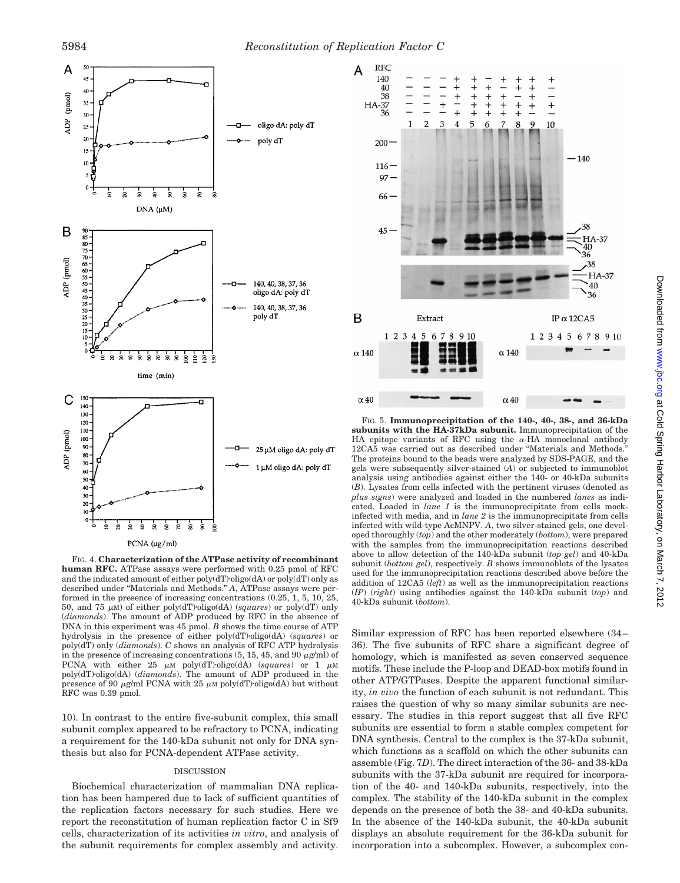FIG. 4. **Characterization of the ATPase activity of recombinant human RFC.** ATPase assays were performed with 0.25 pmol of RFC and the indicated amount of either poly(dT)·oligo(dA) or poly(dT) only as described under "Materials and Methods." *A*, ATPase assays were performed in the presence of increasing concentrations (0.25, 1, 5, 10, 25, 50, and 75 μM) of either poly(dT)·oligo(dA) (*squares*) or poly(dT) only (*diamonds*). The amount of ADP produced by RFC in the absence of DNA in this experiment was 45 pmol. *B* shows the time course of ATP hydrolysis in the presence of either poly(dT)·oligo(dA) (*squares*) or poly(dT) only (*diamonds*). *C* shows an analysis of RFC ATP hydrolysis in the presence of increasing concentrations (5, 15, 45, and 90 μg/ml) of PCNA with either 25 μM poly(dT)·oligo(dA) (*squares*) or 1 μM poly(dT)·oligo(dA) (*diamonds*). The amount of ADP produced in the presence of 90 μg/ml PCNA with 25 μM poly(dT)·oligo(dA) but without RFC was 0.39 pmol.

10). In contrast to the entire five-subunit complex, this small subunit complex appeared to be refractory to PCNA, indicating a requirement for the 140-kDa subunit not only for DNA synthesis but also for PCNA-dependent ATPase activity.

## DISCUSSION

Biochemical characterization of mammalian DNA replication has been hampered due to lack of sufficient quantities of the replication factors necessary for such studies. Here we report the reconstitution of human replication factor C in Sf9 cells, characterization of its activities *in vitro*, and analysis of the subunit requirements for complex assembly and activity.

FIG. 5. **Immunoprecipitation of the 140-, 40-, 38-, and 36-kDa subunits with the HA-37kDa subunit.** Immunoprecipitation of the HA epitope variants of RFC using the α-HA monoclonal antibody 12CA5 was carried out as described under "Materials and Methods." The proteins bound to the beads were analyzed by SDS-PAGE, and the gels were subsequently silver-stained (*A*) or subjected to immunoblot analysis using antibodies against either the 140- or 40-kDa subunits (*B*). Lysates from cells infected with the pertinent viruses (denoted as *plus signs*) were analyzed and loaded in the numbered *lanes* as indicated. Loaded in *lane 1* is the immunoprecipitate from cells mock-infected with media, and in *lane 2* is the immunoprecipitate from cells infected with wild-type AcMNPV. *A*, two silver-stained gels, one developed thoroughly (*top*) and the other moderately (*bottom*), were prepared with the samples from the immunoprecipitation reactions described above to allow detection of the 140-kDa subunit (*top gel*) and 40-kDa subunit (*bottom gel*), respectively. *B* shows immunoblots of the lysates used for the immunoprecipitation reactions described above before the addition of 12CA5 (*left*) as well as the immunoprecipitation reactions (*IP*) (*right*) using antibodies against the 140-kDa subunit (*top*) and 40-kDa subunit (*bottom*).

Similar expression of RFC has been reported elsewhere (34–36). The five subunits of RFC share a significant degree of homology, which is manifested as seven conserved sequence motifs. These include the P-loop and DEAD-box motifs found in other ATP/GTPases. Despite the apparent functional similarity, *in vivo* the function of each subunit is not redundant. This raises the question of why so many similar subunits are necessary. The studies in this report suggest that all five RFC subunits are essential to form a stable complex competent for DNA synthesis. Central to the complex is the 37-kDa subunit, which functions as a scaffold on which the other subunits can assemble (Fig. 7*D*). The direct interaction of the 36- and 38-kDa subunits with the 37-kDa subunit are required for incorporation of the 40- and 140-kDa subunits, respectively, into the complex. The stability of the 140-kDa subunit in the complex depends on the presence of both the 38- and 40-kDa subunits. In the absence of the 140-kDa subunit, the 40-kDa subunit displays an absolute requirement for the 36-kDa subunit for incorporation into a subcomplex. However, a subcomplex con-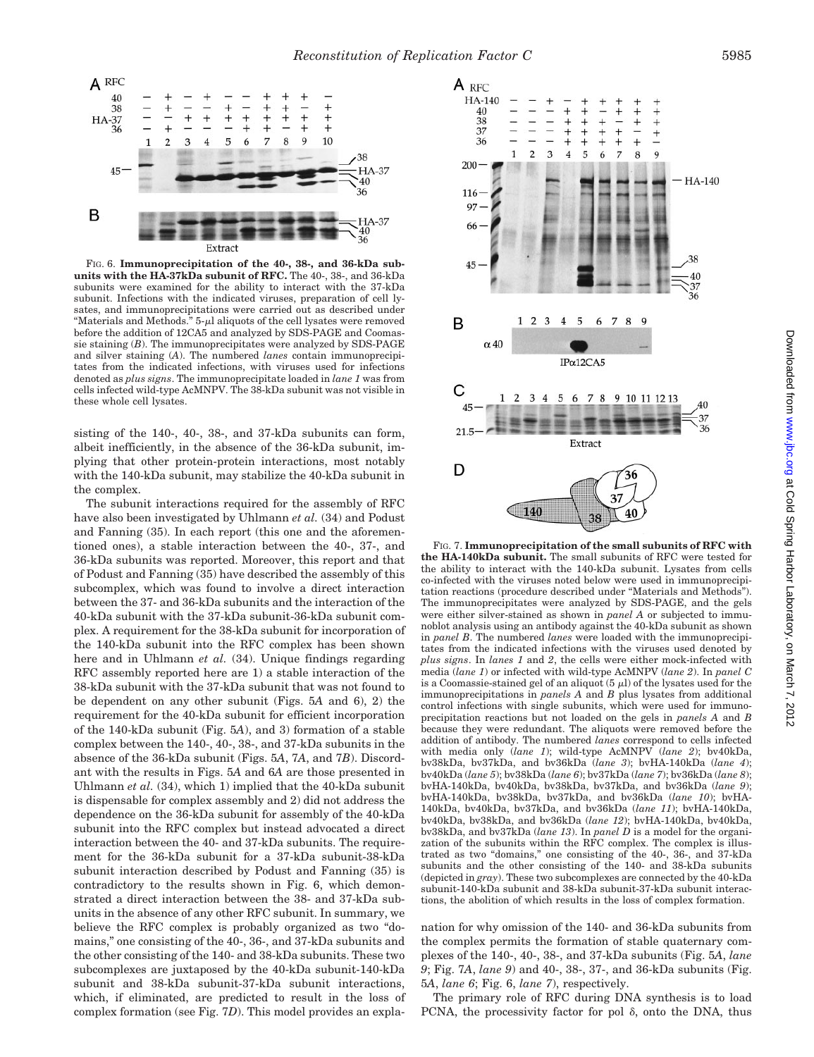FIG. 6. **Immunoprecipitation of the 40-, 38-, and 36-kDa subunits with the HA-37kDa subunit of RFC.** The 40-, 38-, and 36-kDa subunits were examined for the ability to interact with the 37-kDa subunit. Infections with the indicated viruses, preparation of cell lysates, and immunoprecipitations were carried out as described under "Materials and Methods." 5-μl aliquots of the cell lysates were removed before the addition of 12CA5 and analyzed by SDS-PAGE and Coomassie staining (*B*). The immunoprecipitates were analyzed by SDS-PAGE and silver staining (*A*). The numbered *lanes* contain immunoprecipitates from the indicated infections, with viruses used for infections denoted as *plus signs*. The immunoprecipitate loaded in *lane 1* was from cells infected wild-type AcMNPV. The 38-kDa subunit was not visible in these whole cell lysates.

sisting of the 140-, 40-, 38-, and 37-kDa subunits can form, albeit inefficiently, in the absence of the 36-kDa subunit, implying that other protein-protein interactions, most notably with the 140-kDa subunit, may stabilize the 40-kDa subunit in the complex.

The subunit interactions required for the assembly of RFC have also been investigated by Uhlmann *et al.* (34) and Podust and Fanning (35). In each report (this one and the aforementioned ones), a stable interaction between the 40-, 37-, and 36-kDa subunits was reported. Moreover, this report and that of Podust and Fanning (35) have described the assembly of this subcomplex, which was found to involve a direct interaction between the 37- and 36-kDa subunits and the interaction of the 40-kDa subunit with the 37-kDa subunit-36-kDa subunit complex. A requirement for the 38-kDa subunit for incorporation of the 140-kDa subunit into the RFC complex has been shown here and in Uhlmann *et al.* (34). Unique findings regarding RFC assembly reported here are 1) a stable interaction of the 38-kDa subunit with the 37-kDa subunit that was not found to be dependent on any other subunit (Figs. 5*A* and 6), 2) the requirement for the 40-kDa subunit for efficient incorporation of the 140-kDa subunit (Fig. 5*A*), and 3) formation of a stable complex between the 140-, 40-, 38-, and 37-kDa subunits in the absence of the 36-kDa subunit (Figs. 5*A*, 7*A*, and 7*B*). Discordant with the results in Figs. 5*A* and 6*A* are those presented in Uhlmann *et al.* (34), which 1) implied that the 40-kDa subunit is dispensable for complex assembly and 2) did not address the dependence on the 36-kDa subunit for assembly of the 40-kDa subunit into the RFC complex but instead advocated a direct interaction between the 40- and 37-kDa subunits. The requirement for the 36-kDa subunit for a 37-kDa subunit-38-kDa subunit interaction described by Podust and Fanning (35) is contradictory to the results shown in Fig. 6, which demonstrated a direct interaction between the 38- and 37-kDa subunits in the absence of any other RFC subunit. In summary, we believe the RFC complex is probably organized as two "domains," one consisting of the 40-, 36-, and 37-kDa subunits and the other consisting of the 140- and 38-kDa subunits. These two subcomplexes are juxtaposed by the 40-kDa subunit-140-kDa subunit and 38-kDa subunit-37-kDa subunit interactions, which, if eliminated, are predicted to result in the loss of complex formation (see Fig. 7*D*). This model provides an explanation for why omission of the 140- and 36-kDa subunits from the complex permits the formation of stable quaternary complexes of the 140-, 40-, 38-, and 37-kDa subunits (Fig. 5*A*, *lane 9*; Fig. 7*A*, *lane 9*) and 40-, 38-, 37-, and 36-kDa subunits (Fig. 5*A*, *lane 6*; Fig. 6, *lane 7*), respectively.

FIG. 7. **Immunoprecipitation of the small subunits of RFC with the HA-140kDa subunit.** The small subunits of RFC were tested for the ability to interact with the 140-kDa subunit. Lysates from cells co-infected with the viruses noted below were used in immunoprecipitation reactions (procedure described under "Materials and Methods"). The immunoprecipitates were analyzed by SDS-PAGE, and the gels were either silver-stained as shown in *panel A* or subjected to immunoblot analysis using an antibody against the 40-kDa subunit as shown in *panel B*. The numbered *lanes* were loaded with the immunoprecipitates from the indicated infections with the viruses used denoted by *plus signs*. In *lanes 1* and *2*, the cells were either mock-infected with media (*lane 1*) or infected with wild-type AcMNPV (*lane 2*). In *panel C* is a Coomassie-stained gel of an aliquot (5 μl) of the lysates used for the immunoprecipitations in *panels A* and *B* plus lysates from additional control infections with single subunits, which were used for immunoprecipitation reactions but not loaded on the gels in *panels A* and *B* because they were redundant. The aliquots were removed before the addition of antibody. The numbered *lanes* correspond to cells infected with media only (*lane 1*); wild-type AcMNPV (*lane 2*); bv40kDa, bv38kDa, bv37kDa, and bv36kDa (*lane 3*); bvHA-140kDa (*lane 4*); bv40kDa (*lane 5*); bv38kDa (*lane 6*); bv37kDa (*lane 7*); bv36kDa (*lane 8*); bvHA-140kDa, bv40kDa, bv38kDa, bv37kDa, and bv36kDa (*lane 9*); bvHA-140kDa, bv38kDa, bv37kDa, and bv36kDa (*lane 10*); bvHA-140kDa, bv40kDa, bv37kDa, and bv36kDa (*lane 11*); bvHA-140kDa, bv40kDa, bv38kDa, and bv36kDa (*lane 12*); bvHA-140kDa, bv40kDa, bv38kDa, and bv37kDa (*lane 13*). In *panel D* is a model for the organization of the subunits within the RFC complex. The complex is illustrated as two "domains," one consisting of the 40-, 36-, and 37-kDa subunits and the other consisting of the 140- and 38-kDa subunits (depicted in *gray*). These two subcomplexes are connected by the 40-kDa subunit-140-kDa subunit and 38-kDa subunit-37-kDa subunit interactions, the abolition of which results in the loss of complex formation.

The primary role of RFC during DNA synthesis is to load PCNA, the processivity factor for pol δ, onto the DNA, thus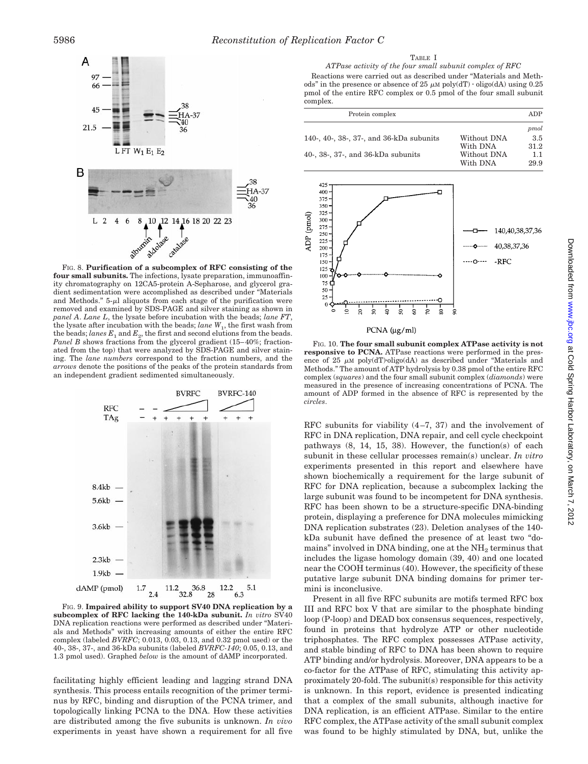FIG. 8. **Purification of a subcomplex of RFC consisting of the four small subunits.** The infections, lysate preparation, immunoaffinity chromatography on 12CA5-protein A-Sepharose, and glycerol gradient sedimentation were accomplished as described under "Materials and Methods." 5-μl aliquots from each stage of the purification were removed and examined by SDS-PAGE and silver staining as shown in *panel A*. *Lane L*, the lysate before incubation with the beads; *lane FT*, the lysate after incubation with the beads; *lane $W_1$*, the first wash from the beads; *lanes $E_1$* and *$E_2$*, the first and second elutions from the beads. *Panel B* shows fractions from the glycerol gradient (15–40%; fractionated from the top) that were analyzed by SDS-PAGE and silver staining. The *lane numbers* correspond to the fraction numbers, and the *arrows* denote the positions of the peaks of the protein standards from an independent gradient sedimented simultaneously.

FIG. 9. **Impaired ability to support SV40 DNA replication by a subcomplex of RFC lacking the 140-kDa subunit.** *In vitro* SV40 DNA replication reactions were performed as described under "Materials and Methods" with increasing amounts of either the entire RFC complex (labeled *BVRFC*; 0.013, 0.03, 0.13, and 0.32 pmol used) or the 40-, 38-, 37-, and 36-kDa subunits (labeled *BVRFC-140*; 0.05, 0.13, and 1.3 pmol used). Graphed *below* is the amount of dAMP incorporated.

facilitating highly efficient leading and lagging strand DNA synthesis. This process entails recognition of the primer terminus by RFC, binding and disruption of the PCNA trimer, and topologically linking PCNA to the DNA. How these activities are distributed among the five subunits is unknown. *In vivo* experiments in yeast have shown a requirement for all five

TABLE I
*ATPase activity of the four small subunit complex of RFC*

Reactions were carried out as described under "Materials and Methods" in the presence or absence of 25 μM poly(dT)·oligo(dA) using 0.25 pmol of the entire RFC complex or 0.5 pmol of the four small subunit complex.

| Protein complex | | ADP |
|---|---|---|
| | | *pmol* |
| 140-, 40-, 38-, 37-, and 36-kDa subunits | Without DNA | 3.5 |
| | With DNA | 31.2 |
| 40-, 38-, 37-, and 36-kDa subunits | Without DNA | 1.1 |
| | With DNA | 29.9 |

FIG. 10. **The four small subunit complex ATPase activity is not responsive to PCNA.** ATPase reactions were performed in the presence of 25 μM poly(dT)·oligo(dA) as described under "Materials and Methods." The amount of ATP hydrolysis by 0.38 pmol of the entire RFC complex (*squares*) and the four small subunit complex (*diamonds*) were measured in the presence of increasing concentrations of PCNA. The amount of ADP formed in the absence of RFC is represented by the *circles*.

RFC subunits for viability (4–7, 37) and the involvement of RFC in DNA replication, DNA repair, and cell cycle checkpoint pathways (8, 14, 15, 38). However, the function(s) of each subunit in these cellular processes remain(s) unclear. *In vitro* experiments presented in this report and elsewhere have shown biochemically a requirement for the large subunit of RFC for DNA replication, because a subcomplex lacking the large subunit was found to be incompetent for DNA synthesis. RFC has been shown to be a structure-specific DNA-binding protein, displaying a preference for DNA molecules mimicking DNA replication substrates (23). Deletion analyses of the 140-kDa subunit have defined the presence of at least two "domains" involved in DNA binding, one at the $NH_2$ terminus that includes the ligase homology domain (39, 40) and one located near the COOH terminus (40). However, the specificity of these putative large subunit DNA binding domains for primer termini is inconclusive.

Present in all five RFC subunits are motifs termed RFC box III and RFC box V that are similar to the phosphate binding loop (P-loop) and DEAD box consensus sequences, respectively, found in proteins that hydrolyze ATP or other nucleotide triphosphates. The RFC complex possesses ATPase activity, and stable binding of RFC to DNA has been shown to require ATP binding and/or hydrolysis. Moreover, DNA appears to be a co-factor for the ATPase of RFC, stimulating this activity approximately 20-fold. The subunit(s) responsible for this activity is unknown. In this report, evidence is presented indicating that a complex of the small subunits, although inactive for DNA replication, is an efficient ATPase. Similar to the entire RFC complex, the ATPase activity of the small subunit complex was found to be highly stimulated by DNA, but, unlike the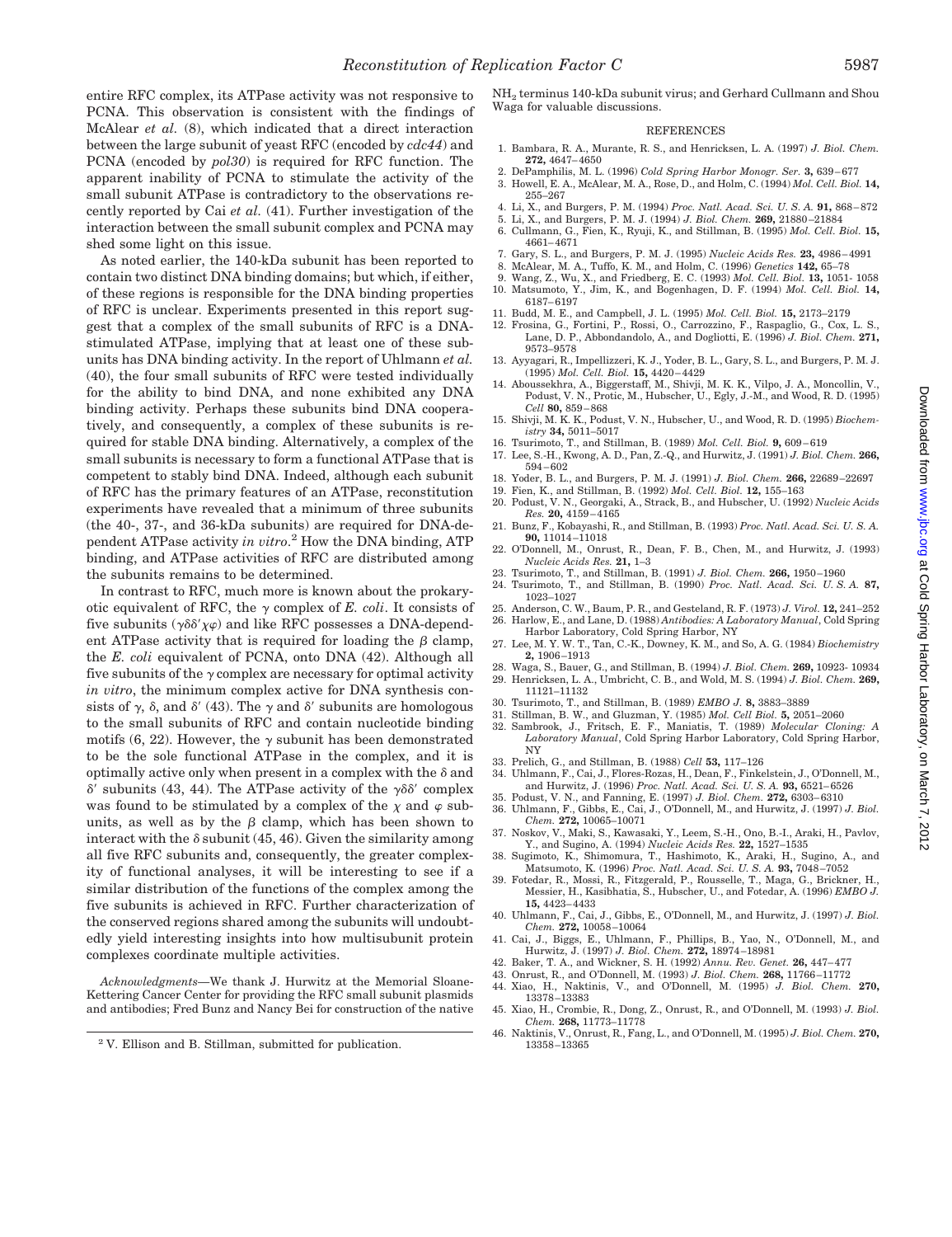entire RFC complex, its ATPase activity was not responsive to PCNA. This observation is consistent with the findings of McAlear *et al.* (8), which indicated that a direct interaction between the large subunit of yeast RFC (encoded by *cdc44*) and PCNA (encoded by *pol30*) is required for RFC function. The apparent inability of PCNA to stimulate the activity of the small subunit ATPase is contradictory to the observations recently reported by Cai *et al.* (41). Further investigation of the interaction between the small subunit complex and PCNA may shed some light on this issue.

As noted earlier, the 140-kDa subunit has been reported to contain two distinct DNA binding domains; but which, if either, of these regions is responsible for the DNA binding properties of RFC is unclear. Experiments presented in this report suggest that a complex of the small subunits of RFC is a DNA-stimulated ATPase, implying that at least one of these subunits has DNA binding activity. In the report of Uhlmann *et al.* (40), the four small subunits of RFC were tested individually for the ability to bind DNA, and none exhibited any DNA binding activity. Perhaps these subunits bind DNA cooperatively, and consequently, a complex of these subunits is required for stable DNA binding. Alternatively, a complex of the small subunits is necessary to form a functional ATPase that is competent to stably bind DNA. Indeed, although each subunit of RFC has the primary features of an ATPase, reconstitution experiments have revealed that a minimum of three subunits (the 40-, 37-, and 36-kDa subunits) are required for DNA-dependent ATPase activity *in vitro*.[2] How the DNA binding, ATP binding, and ATPase activities of RFC are distributed among the subunits remains to be determined.

In contrast to RFC, much more is known about the prokaryotic equivalent of RFC, the $\gamma$ complex of *E. coli*. It consists of five subunits ($\gamma\delta\delta'\chi\varphi$) and like RFC possesses a DNA-dependent ATPase activity that is required for loading the $\beta$ clamp, the *E. coli* equivalent of PCNA, onto DNA (42). Although all five subunits of the $\gamma$ complex are necessary for optimal activity *in vitro*, the minimum complex active for DNA synthesis consists of $\gamma$, $\delta$, and $\delta'$ (43). The $\gamma$ and $\delta'$ subunits are homologous to the small subunits of RFC and contain nucleotide binding motifs (6, 22). However, the $\gamma$ subunit has been demonstrated to be the sole functional ATPase in the complex, and it is optimally active only when present in a complex with the $\delta$ and $\delta'$ subunits (43, 44). The ATPase activity of the $\gamma\delta\delta'$ complex was found to be stimulated by a complex of the $\chi$ and $\varphi$ subunits, as well as by the $\beta$ clamp, which has been shown to interact with the $\delta$ subunit (45, 46). Given the similarity among all five RFC subunits and, consequently, the greater complexity of functional analyses, it will be interesting to see if a similar distribution of the functions of the complex among the five subunits is achieved in RFC. Further characterization of the conserved regions shared among the subunits will undoubtedly yield interesting insights into how multisubunit protein complexes coordinate multiple activities.

*Acknowledgments*—We thank J. Hurwitz at the Memorial Sloane-Kettering Cancer Center for providing the RFC small subunit plasmids and antibodies; Fred Bunz and Nancy Bei for construction of the native $NH_2$ terminus 140-kDa subunit virus; and Gerhard Cullmann and Shou Waga for valuable discussions.

[2] V. Ellison and B. Stillman, submitted for publication.

## REFERENCES

1. Bambara, R. A., Murante, R. S., and Henricksen, L. A. (1997) *J. Biol. Chem.* **272,** 4647–4650
2. DePamphilis, M. L. (1996) *Cold Spring Harbor Monogr. Ser.* **3,** 639–677
3. Howell, E. A., McAlear, M. A., Rose, D., and Holm, C. (1994) *Mol. Cell. Biol.* **14,** 255–267
4. Li, X., and Burgers, P. M. (1994) *Proc. Natl. Acad. Sci. U. S. A.* **91,** 868–872
5. Li, X., and Burgers, P. M. J. (1994) *J. Biol. Chem.* **269,** 21880–21884
6. Cullmann, G., Fien, K., Ryuji, K., and Stillman, B. (1995) *Mol. Cell. Biol.* **15,** 4661–4671
7. Gary, S. L., and Burgers, P. M. J. (1995) *Nucleic Acids Res.* **23,** 4986–4991
8. McAlear, M. A., Tuffo, K. M., and Holm, C. (1996) *Genetics* **142,** 65–78
9. Wang, Z., Wu, X., and Friedberg, E. C. (1993) *Mol. Cell. Biol.* **13,** 1051- 1058
10. Matsumoto, Y., Jim, K., and Bogenhagen, D. F. (1994) *Mol. Cell. Biol.* **14,** 6187–6197
11. Budd, M. E., and Campbell, J. L. (1995) *Mol. Cell. Biol.* **15,** 2173–2179
12. Frosina, G., Fortini, P., Rossi, O., Carrozzino, F., Raspaglio, G., Cox, L. S., Lane, D. P., Abbondandolo, A., and Dogliotti, E. (1996) *J. Biol. Chem.* **271,** 9573–9578
13. Ayyagari, R., Impellizzeri, K. J., Yoder, B. L., Gary, S. L., and Burgers, P. M. J. (1995) *Mol. Cell. Biol.* **15,** 4420–4429
14. Aboussekhra, A., Biggerstaff, M., Shivji, M. K. K., Vilpo, J. A., Moncollin, V., Podust, V. N., Protic, M., Hubscher, U., Egly, J.-M., and Wood, R. D. (1995) *Cell* **80,** 859–868
15. Shivji, M. K. K., Podust, V. N., Hubscher, U., and Wood, R. D. (1995) *Biochemistry* **34,** 5011–5017
16. Tsurimoto, T., and Stillman, B. (1989) *Mol. Cell. Biol.* **9,** 609–619
17. Lee, S.-H., Kwong, A. D., Pan, Z.-Q., and Hurwitz, J. (1991) *J. Biol. Chem.* **266,** 594–602
18. Yoder, B. L., and Burgers, P. M. J. (1991) *J. Biol. Chem.* **266,** 22689–22697
19. Fien, K., and Stillman, B. (1992) *Mol. Cell. Biol.* **12,** 155–163
20. Podust, V. N., Georgaki, A., Strack, B., and Hubscher, U. (1992) *Nucleic Acids Res.* **20,** 4159–4165
21. Bunz, F., Kobayashi, R., and Stillman, B. (1993) *Proc. Natl. Acad. Sci. U. S. A.* **90,** 11014–11018
22. O'Donnell, M., Onrust, R., Dean, F. B., Chen, M., and Hurwitz, J. (1993) *Nucleic Acids Res.* **21,** 1–3
23. Tsurimoto, T., and Stillman, B. (1991) *J. Biol. Chem.* **266,** 1950–1960
24. Tsurimoto, T., and Stillman, B. (1990) *Proc. Natl. Acad. Sci. U. S. A.* **87,** 1023–1027
25. Anderson, C. W., Baum, P. R., and Gesteland, R. F. (1973) *J. Virol.* **12,** 241–252
26. Harlow, E., and Lane, D. (1988) *Antibodies: A Laboratory Manual*, Cold Spring Harbor Laboratory, Cold Spring Harbor, NY
27. Lee, M. Y. W. T., Tan, C.-K., Downey, K. M., and So, A. G. (1984) *Biochemistry* **2,** 1906–1913
28. Waga, S., Bauer, G., and Stillman, B. (1994) *J. Biol. Chem.* **269,** 10923- 10934
29. Henricksen, L. A., Umbricht, C. B., and Wold, M. S. (1994) *J. Biol. Chem.* **269,** 11121–11132
30. Tsurimoto, T., and Stillman, B. (1989) *EMBO J.* **8,** 3883–3889
31. Stillman, B. W., and Gluzman, Y. (1985) *Mol. Cell Biol.* **5,** 2051–2060
32. Sambrook, J., Fritsch, E. F., Maniatis, T. (1989) *Molecular Cloning: A Laboratory Manual*, Cold Spring Harbor Laboratory, Cold Spring Harbor, NY
33. Prelich, G., and Stillman, B. (1988) *Cell* **53,** 117–126
34. Uhlmann, F., Cai, J., Flores-Rozas, H., Dean, F., Finkelstein, J., O'Donnell, M., and Hurwitz, J. (1996) *Proc. Natl. Acad. Sci. U. S. A.* **93,** 6521–6526
35. Podust, V. N., and Fanning, E. (1997) *J. Biol. Chem.* **272,** 6303–6310
36. Uhlmann, F., Gibbs, E., Cai, J., O'Donnell, M., and Hurwitz, J. (1997) *J. Biol. Chem.* **272,** 10065–10071
37. Noskov, V., Maki, S., Kawasaki, Y., Leem, S.-H., Ono, B.-I., Araki, H., Pavlov, Y., and Sugino, A. (1994) *Nucleic Acids Res.* **22,** 1527–1535
38. Sugimoto, K., Shimomura, T., Hashimoto, K., Araki, H., Sugino, A., and Matsumoto, K. (1996) *Proc. Natl. Acad. Sci. U. S. A.* **93,** 7048–7052
39. Fotedar, R., Mossi, R., Fitzgerald, P., Rousselle, T., Maga, G., Brickner, H., Messier, H., Kasibhatia, S., Hubscher, U., and Fotedar, A. (1996) *EMBO J.* **15,** 4423–4433
40. Uhlmann, F., Cai, J., Gibbs, E., O'Donnell, M., and Hurwitz, J. (1997) *J. Biol. Chem.* **272,** 10058–10064
41. Cai, J., Biggs, E., Uhlmann, F., Phillips, B., Yao, N., O'Donnell, M., and Hurwitz, J. (1997) *J. Biol. Chem.* **272,** 18974–18981
42. Baker, T. A., and Wickner, S. H. (1992) *Annu. Rev. Genet.* **26,** 447–477
43. Onrust, R., and O'Donnell, M. (1993) *J. Biol. Chem.* **268,** 11766–11772
44. Xiao, H., Naktinis, V., and O'Donnell, M. (1995) *J. Biol. Chem.* **270,** 13378–13383
45. Xiao, H., Crombie, R., Dong, Z., Onrust, R., and O'Donnell, M. (1993) *J. Biol. Chem.* **268,** 11773–11778
46. Naktinis, V., Onrust, R., Fang, L., and O'Donnell, M. (1995) *J. Biol. Chem.* **270,** 13358–13365